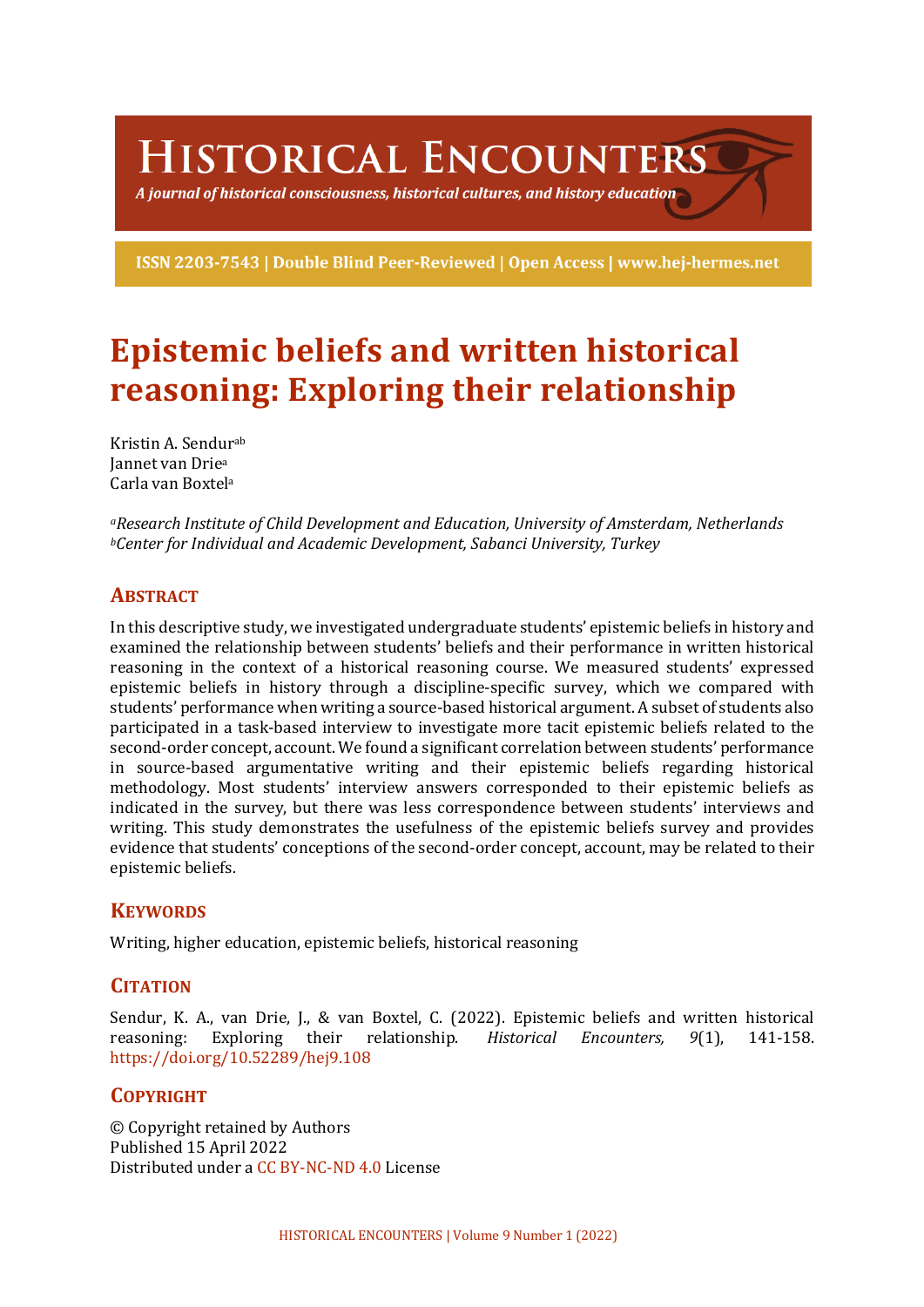# HISTORICAL ENCOUNTERS

*A journal of historical consciousness, historical cultures, and history education*

**ISSN 2203-7543 | Double Blind Peer-Reviewed | Open Access | www.hej-hermes.net**

# Epistemic beliefs and written historical reasoning: Exploring their relationship

Kristin A. Sendur[ab]
Jannet van Drie[a]
Carla van Boxtel[a]

*[a]Research Institute of Child Development and Education, University of Amsterdam, Netherlands*
*[b]Center for Individual and Academic Development, Sabanci University, Turkey*

## ABSTRACT

In this descriptive study, we investigated undergraduate students' epistemic beliefs in history and examined the relationship between students' beliefs and their performance in written historical reasoning in the context of a historical reasoning course. We measured students' expressed epistemic beliefs in history through a discipline-specific survey, which we compared with students' performance when writing a source-based historical argument. A subset of students also participated in a task-based interview to investigate more tacit epistemic beliefs related to the second-order concept, account. We found a significant correlation between students' performance in source-based argumentative writing and their epistemic beliefs regarding historical methodology. Most students' interview answers corresponded to their epistemic beliefs as indicated in the survey, but there was less correspondence between students' interviews and writing. This study demonstrates the usefulness of the epistemic beliefs survey and provides evidence that students' conceptions of the second-order concept, account, may be related to their epistemic beliefs.

## KEYWORDS

Writing, higher education, epistemic beliefs, historical reasoning

## CITATION

Sendur, K. A., van Drie, J., & van Boxtel, C. (2022). Epistemic beliefs and written historical reasoning: Exploring their relationship. *Historical Encounters, 9*(1), 141-158. https://doi.org/10.52289/hej9.108

## COPYRIGHT

© Copyright retained by Authors
Published 15 April 2022
Distributed under a CC BY-NC-ND 4.0 License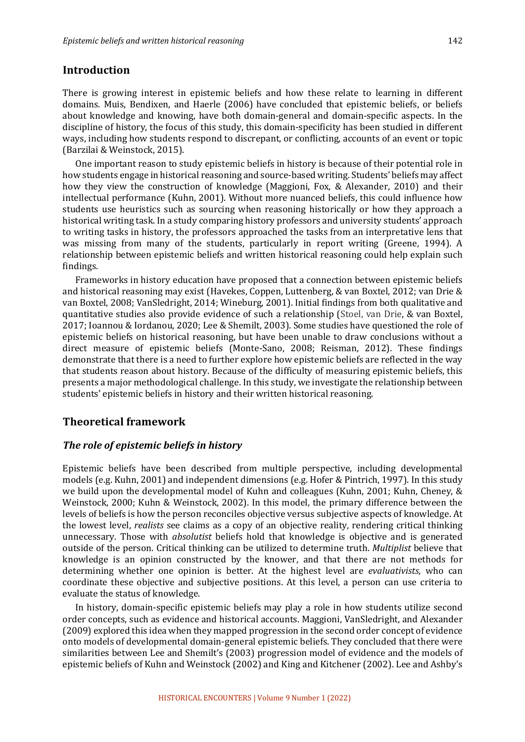## Introduction

There is growing interest in epistemic beliefs and how these relate to learning in different domains. Muis, Bendixen, and Haerle (2006) have concluded that epistemic beliefs, or beliefs about knowledge and knowing, have both domain-general and domain-specific aspects. In the discipline of history, the focus of this study, this domain-specificity has been studied in different ways, including how students respond to discrepant, or conflicting, accounts of an event or topic (Barzilai & Weinstock, 2015).

One important reason to study epistemic beliefs in history is because of their potential role in how students engage in historical reasoning and source-based writing. Students' beliefs may affect how they view the construction of knowledge (Maggioni, Fox, & Alexander, 2010) and their intellectual performance (Kuhn, 2001). Without more nuanced beliefs, this could influence how students use heuristics such as sourcing when reasoning historically or how they approach a historical writing task. In a study comparing history professors and university students' approach to writing tasks in history, the professors approached the tasks from an interpretative lens that was missing from many of the students, particularly in report writing (Greene, 1994). A relationship between epistemic beliefs and written historical reasoning could help explain such findings.

Frameworks in history education have proposed that a connection between epistemic beliefs and historical reasoning may exist (Havekes, Coppen, Luttenberg, & van Boxtel, 2012; van Drie & van Boxtel, 2008; VanSledright, 2014; Wineburg, 2001). Initial findings from both qualitative and quantitative studies also provide evidence of such a relationship (Stoel, van Drie, & van Boxtel, 2017; Ioannou & Iordanou, 2020; Lee & Shemilt, 2003). Some studies have questioned the role of epistemic beliefs on historical reasoning, but have been unable to draw conclusions without a direct measure of epistemic beliefs (Monte-Sano, 2008; Reisman, 2012). These findings demonstrate that there is a need to further explore how epistemic beliefs are reflected in the way that students reason about history. Because of the difficulty of measuring epistemic beliefs, this presents a major methodological challenge. In this study, we investigate the relationship between students' epistemic beliefs in history and their written historical reasoning.

## Theoretical framework

### *The role of epistemic beliefs in history*

Epistemic beliefs have been described from multiple perspective, including developmental models (e.g. Kuhn, 2001) and independent dimensions (e.g. Hofer & Pintrich, 1997). In this study we build upon the developmental model of Kuhn and colleagues (Kuhn, 2001; Kuhn, Cheney, & Weinstock, 2000; Kuhn & Weinstock, 2002). In this model, the primary difference between the levels of beliefs is how the person reconciles objective versus subjective aspects of knowledge. At the lowest level, *realists* see claims as a copy of an objective reality, rendering critical thinking unnecessary. Those with *absolutist* beliefs hold that knowledge is objective and is generated outside of the person. Critical thinking can be utilized to determine truth. *Multiplist* believe that knowledge is an opinion constructed by the knower, and that there are not methods for determining whether one opinion is better. At the highest level are *evaluativists,* who can coordinate these objective and subjective positions. At this level, a person can use criteria to evaluate the status of knowledge.

In history, domain-specific epistemic beliefs may play a role in how students utilize second order concepts, such as evidence and historical accounts. Maggioni, VanSledright, and Alexander (2009) explored this idea when they mapped progression in the second order concept of evidence onto models of developmental domain-general epistemic beliefs. They concluded that there were similarities between Lee and Shemilt's (2003) progression model of evidence and the models of epistemic beliefs of Kuhn and Weinstock (2002) and King and Kitchener (2002). Lee and Ashby's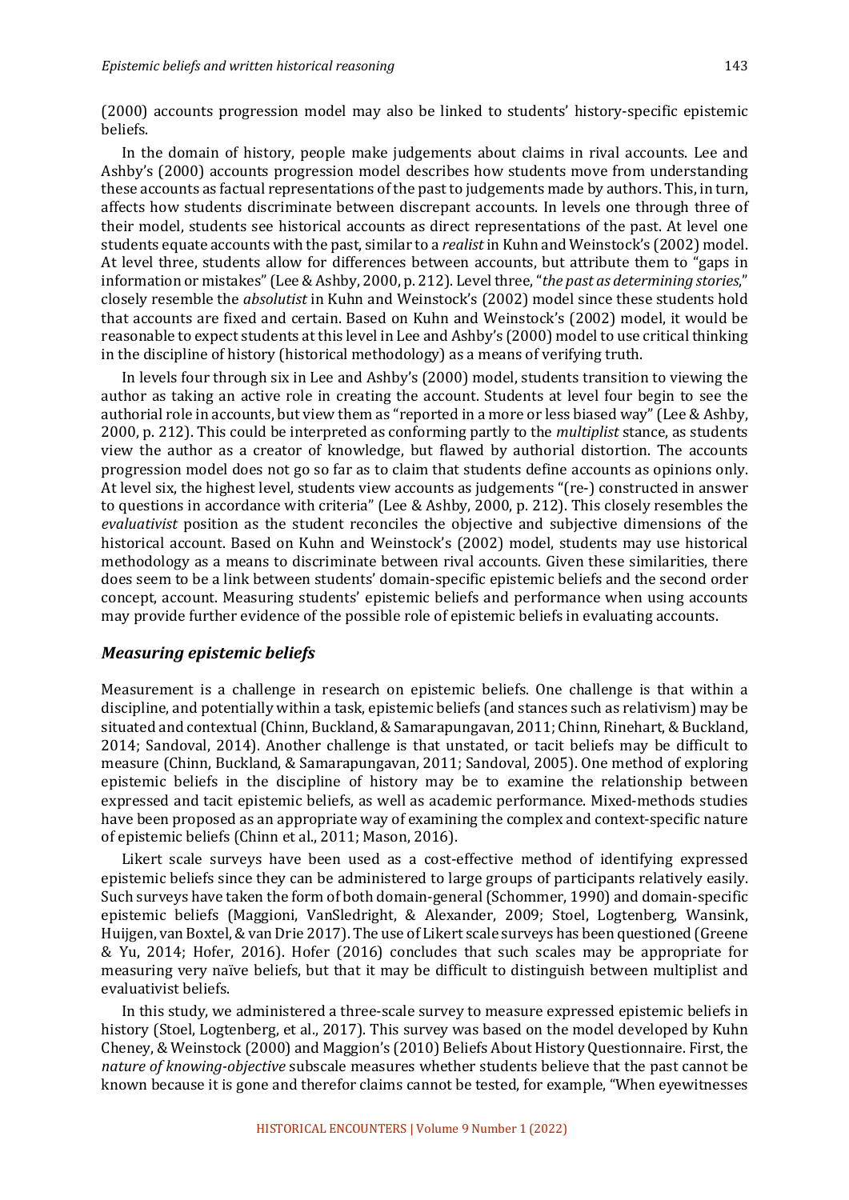(2000) accounts progression model may also be linked to students' history-specific epistemic beliefs.

In the domain of history, people make judgements about claims in rival accounts. Lee and Ashby's (2000) accounts progression model describes how students move from understanding these accounts as factual representations of the past to judgements made by authors. This, in turn, affects how students discriminate between discrepant accounts. In levels one through three of their model, students see historical accounts as direct representations of the past. At level one students equate accounts with the past, similar to a *realist* in Kuhn and Weinstock's (2002) model. At level three, students allow for differences between accounts, but attribute them to "gaps in information or mistakes" (Lee & Ashby, 2000, p. 212). Level three, "*the past as determining stories*," closely resemble the *absolutist* in Kuhn and Weinstock's (2002) model since these students hold that accounts are fixed and certain. Based on Kuhn and Weinstock's (2002) model, it would be reasonable to expect students at this level in Lee and Ashby's (2000) model to use critical thinking in the discipline of history (historical methodology) as a means of verifying truth.

In levels four through six in Lee and Ashby's (2000) model, students transition to viewing the author as taking an active role in creating the account. Students at level four begin to see the authorial role in accounts, but view them as "reported in a more or less biased way" (Lee & Ashby, 2000, p. 212). This could be interpreted as conforming partly to the *multiplist* stance, as students view the author as a creator of knowledge, but flawed by authorial distortion. The accounts progression model does not go so far as to claim that students define accounts as opinions only. At level six, the highest level, students view accounts as judgements "(re-) constructed in answer to questions in accordance with criteria" (Lee & Ashby, 2000, p. 212). This closely resembles the *evaluativist* position as the student reconciles the objective and subjective dimensions of the historical account. Based on Kuhn and Weinstock's (2002) model, students may use historical methodology as a means to discriminate between rival accounts. Given these similarities, there does seem to be a link between students' domain-specific epistemic beliefs and the second order concept, account. Measuring students' epistemic beliefs and performance when using accounts may provide further evidence of the possible role of epistemic beliefs in evaluating accounts.

### *Measuring epistemic beliefs*

Measurement is a challenge in research on epistemic beliefs. One challenge is that within a discipline, and potentially within a task, epistemic beliefs (and stances such as relativism) may be situated and contextual (Chinn, Buckland, & Samarapungavan, 2011; Chinn, Rinehart, & Buckland, 2014; Sandoval, 2014). Another challenge is that unstated, or tacit beliefs may be difficult to measure (Chinn, Buckland, & Samarapungavan, 2011; Sandoval, 2005). One method of exploring epistemic beliefs in the discipline of history may be to examine the relationship between expressed and tacit epistemic beliefs, as well as academic performance. Mixed-methods studies have been proposed as an appropriate way of examining the complex and context-specific nature of epistemic beliefs (Chinn et al., 2011; Mason, 2016).

Likert scale surveys have been used as a cost-effective method of identifying expressed epistemic beliefs since they can be administered to large groups of participants relatively easily. Such surveys have taken the form of both domain-general (Schommer, 1990) and domain-specific epistemic beliefs (Maggioni, VanSledright, & Alexander, 2009; Stoel, Logtenberg, Wansink, Huijgen, van Boxtel, & van Drie 2017). The use of Likert scale surveys has been questioned (Greene & Yu, 2014; Hofer, 2016). Hofer (2016) concludes that such scales may be appropriate for measuring very naïve beliefs, but that it may be difficult to distinguish between multiplist and evaluativist beliefs.

In this study, we administered a three-scale survey to measure expressed epistemic beliefs in history (Stoel, Logtenberg, et al., 2017). This survey was based on the model developed by Kuhn Cheney, & Weinstock (2000) and Maggion's (2010) Beliefs About History Questionnaire. First, the *nature of knowing-objective* subscale measures whether students believe that the past cannot be known because it is gone and therefor claims cannot be tested, for example, "When eyewitnesses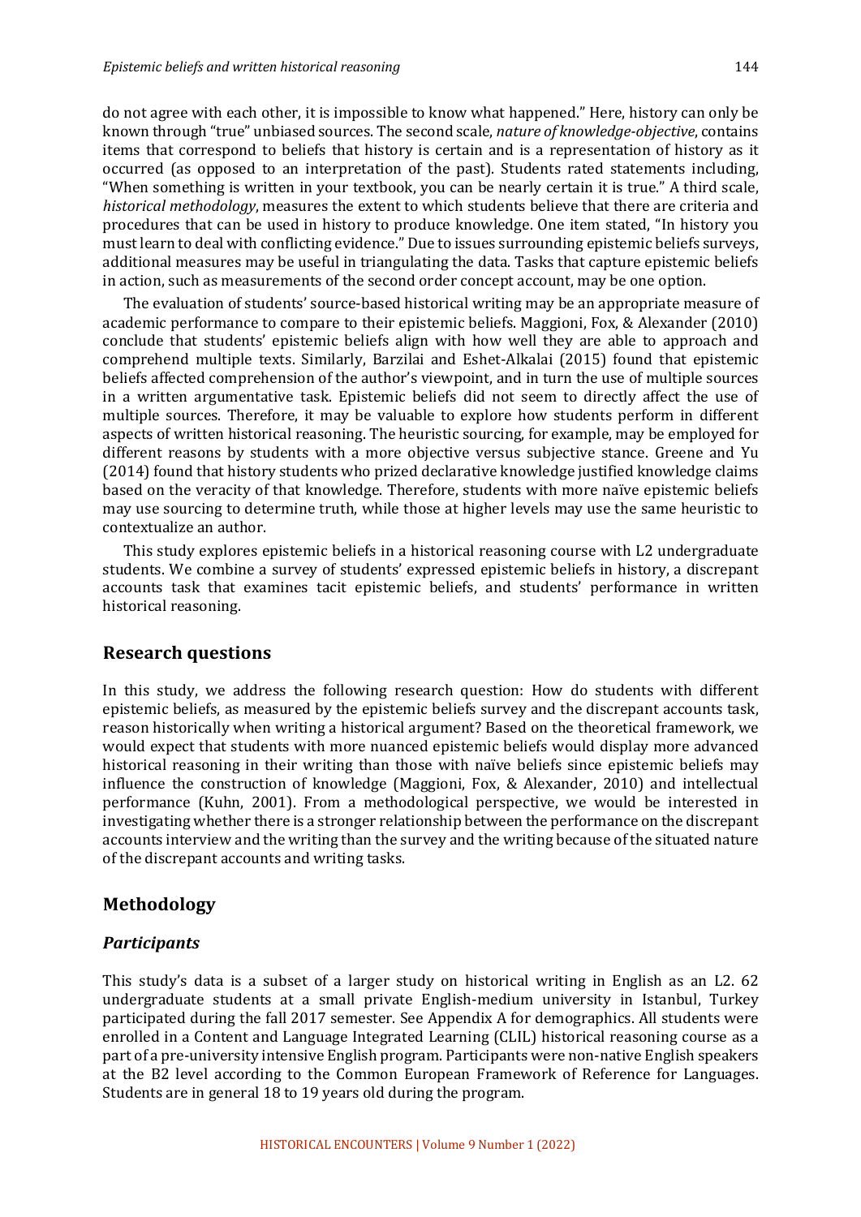do not agree with each other, it is impossible to know what happened." Here, history can only be known through "true" unbiased sources. The second scale, *nature of knowledge-objective*, contains items that correspond to beliefs that history is certain and is a representation of history as it occurred (as opposed to an interpretation of the past). Students rated statements including, "When something is written in your textbook, you can be nearly certain it is true." A third scale, *historical methodology*, measures the extent to which students believe that there are criteria and procedures that can be used in history to produce knowledge. One item stated, "In history you must learn to deal with conflicting evidence." Due to issues surrounding epistemic beliefs surveys, additional measures may be useful in triangulating the data. Tasks that capture epistemic beliefs in action, such as measurements of the second order concept account, may be one option.

The evaluation of students' source-based historical writing may be an appropriate measure of academic performance to compare to their epistemic beliefs. Maggioni, Fox, & Alexander (2010) conclude that students' epistemic beliefs align with how well they are able to approach and comprehend multiple texts. Similarly, Barzilai and Eshet-Alkalai (2015) found that epistemic beliefs affected comprehension of the author's viewpoint, and in turn the use of multiple sources in a written argumentative task. Epistemic beliefs did not seem to directly affect the use of multiple sources. Therefore, it may be valuable to explore how students perform in different aspects of written historical reasoning. The heuristic sourcing, for example, may be employed for different reasons by students with a more objective versus subjective stance. Greene and Yu (2014) found that history students who prized declarative knowledge justified knowledge claims based on the veracity of that knowledge. Therefore, students with more naïve epistemic beliefs may use sourcing to determine truth, while those at higher levels may use the same heuristic to contextualize an author.

This study explores epistemic beliefs in a historical reasoning course with L2 undergraduate students. We combine a survey of students' expressed epistemic beliefs in history, a discrepant accounts task that examines tacit epistemic beliefs, and students' performance in written historical reasoning.

## Research questions

In this study, we address the following research question: How do students with different epistemic beliefs, as measured by the epistemic beliefs survey and the discrepant accounts task, reason historically when writing a historical argument? Based on the theoretical framework, we would expect that students with more nuanced epistemic beliefs would display more advanced historical reasoning in their writing than those with naïve beliefs since epistemic beliefs may influence the construction of knowledge (Maggioni, Fox, & Alexander, 2010) and intellectual performance (Kuhn, 2001). From a methodological perspective, we would be interested in investigating whether there is a stronger relationship between the performance on the discrepant accounts interview and the writing than the survey and the writing because of the situated nature of the discrepant accounts and writing tasks.

## Methodology

### *Participants*

This study's data is a subset of a larger study on historical writing in English as an L2. 62 undergraduate students at a small private English-medium university in Istanbul, Turkey participated during the fall 2017 semester. See Appendix A for demographics. All students were enrolled in a Content and Language Integrated Learning (CLIL) historical reasoning course as a part of a pre-university intensive English program. Participants were non-native English speakers at the B2 level according to the Common European Framework of Reference for Languages. Students are in general 18 to 19 years old during the program.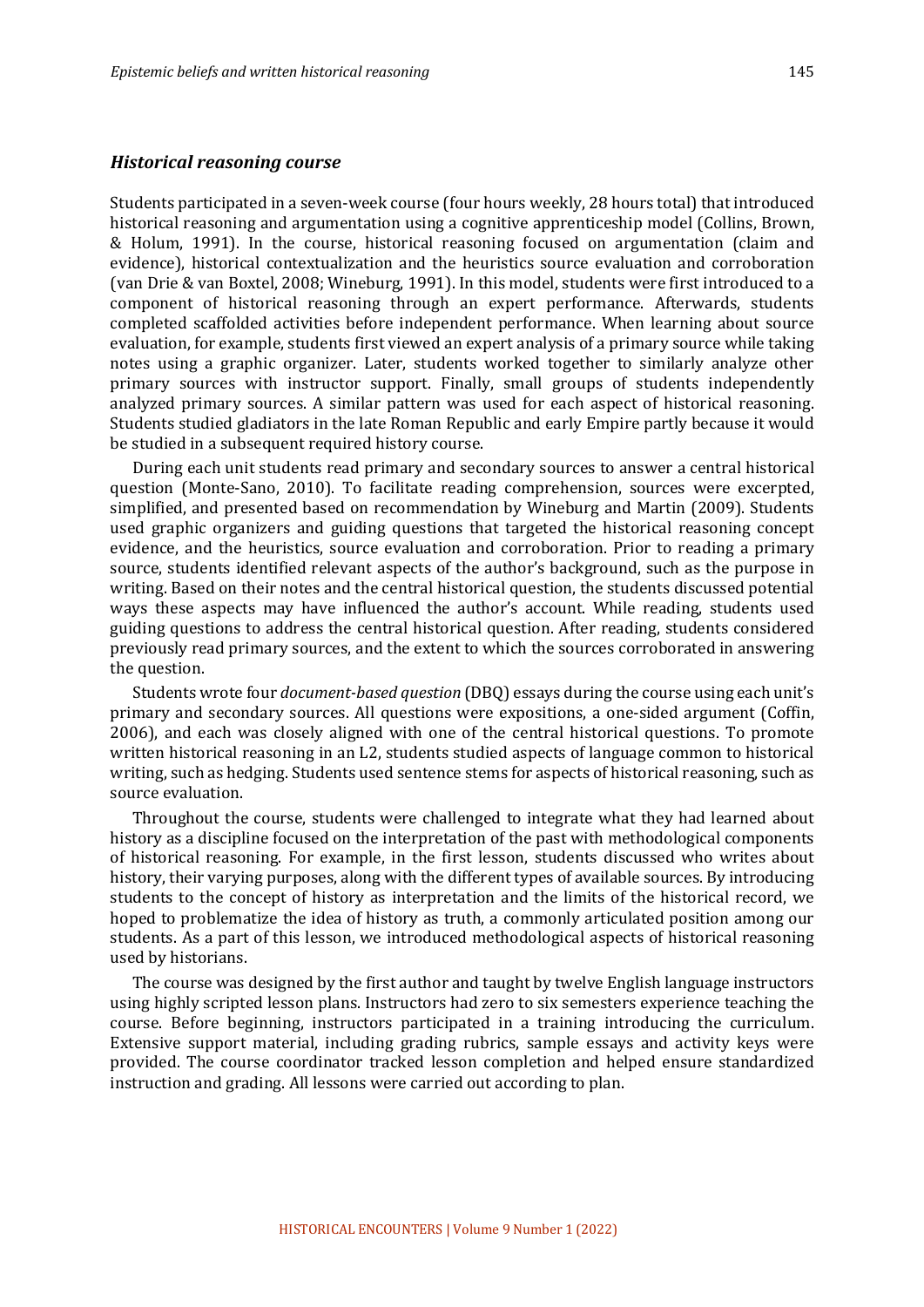### *Historical reasoning course*

Students participated in a seven-week course (four hours weekly, 28 hours total) that introduced historical reasoning and argumentation using a cognitive apprenticeship model (Collins, Brown, & Holum, 1991). In the course, historical reasoning focused on argumentation (claim and evidence), historical contextualization and the heuristics source evaluation and corroboration (van Drie & van Boxtel, 2008; Wineburg, 1991). In this model, students were first introduced to a component of historical reasoning through an expert performance. Afterwards, students completed scaffolded activities before independent performance. When learning about source evaluation, for example, students first viewed an expert analysis of a primary source while taking notes using a graphic organizer. Later, students worked together to similarly analyze other primary sources with instructor support. Finally, small groups of students independently analyzed primary sources. A similar pattern was used for each aspect of historical reasoning. Students studied gladiators in the late Roman Republic and early Empire partly because it would be studied in a subsequent required history course.

During each unit students read primary and secondary sources to answer a central historical question (Monte-Sano, 2010). To facilitate reading comprehension, sources were excerpted, simplified, and presented based on recommendation by Wineburg and Martin (2009). Students used graphic organizers and guiding questions that targeted the historical reasoning concept evidence, and the heuristics, source evaluation and corroboration. Prior to reading a primary source, students identified relevant aspects of the author's background, such as the purpose in writing. Based on their notes and the central historical question, the students discussed potential ways these aspects may have influenced the author's account. While reading, students used guiding questions to address the central historical question. After reading, students considered previously read primary sources, and the extent to which the sources corroborated in answering the question.

Students wrote four *document-based question* (DBQ) essays during the course using each unit's primary and secondary sources. All questions were expositions, a one-sided argument (Coffin, 2006), and each was closely aligned with one of the central historical questions. To promote written historical reasoning in an L2, students studied aspects of language common to historical writing, such as hedging. Students used sentence stems for aspects of historical reasoning, such as source evaluation.

Throughout the course, students were challenged to integrate what they had learned about history as a discipline focused on the interpretation of the past with methodological components of historical reasoning. For example, in the first lesson, students discussed who writes about history, their varying purposes, along with the different types of available sources. By introducing students to the concept of history as interpretation and the limits of the historical record, we hoped to problematize the idea of history as truth, a commonly articulated position among our students. As a part of this lesson, we introduced methodological aspects of historical reasoning used by historians.

The course was designed by the first author and taught by twelve English language instructors using highly scripted lesson plans. Instructors had zero to six semesters experience teaching the course. Before beginning, instructors participated in a training introducing the curriculum. Extensive support material, including grading rubrics, sample essays and activity keys were provided. The course coordinator tracked lesson completion and helped ensure standardized instruction and grading. All lessons were carried out according to plan.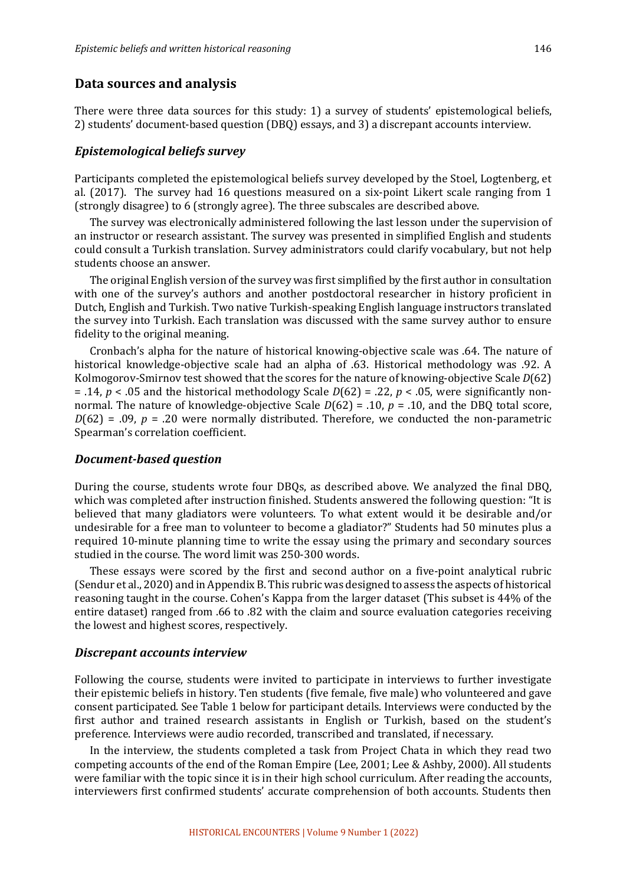## Data sources and analysis

There were three data sources for this study: 1) a survey of students' epistemological beliefs, 2) students' document-based question (DBQ) essays, and 3) a discrepant accounts interview.

### *Epistemological beliefs survey*

Participants completed the epistemological beliefs survey developed by the Stoel, Logtenberg, et al. (2017). The survey had 16 questions measured on a six-point Likert scale ranging from 1 (strongly disagree) to 6 (strongly agree). The three subscales are described above.

The survey was electronically administered following the last lesson under the supervision of an instructor or research assistant. The survey was presented in simplified English and students could consult a Turkish translation. Survey administrators could clarify vocabulary, but not help students choose an answer.

The original English version of the survey was first simplified by the first author in consultation with one of the survey's authors and another postdoctoral researcher in history proficient in Dutch, English and Turkish. Two native Turkish-speaking English language instructors translated the survey into Turkish. Each translation was discussed with the same survey author to ensure fidelity to the original meaning.

Cronbach's alpha for the nature of historical knowing-objective scale was .64. The nature of historical knowledge-objective scale had an alpha of .63. Historical methodology was .92. A Kolmogorov-Smirnov test showed that the scores for the nature of knowing-objective Scale $D(62) = .14$, $p < .05$ and the historical methodology Scale $D(62) = .22$, $p < .05$, were significantly non-normal. The nature of knowledge-objective Scale $D(62) = .10$, $p = .10$, and the DBQ total score, $D(62) = .09$, $p = .20$ were normally distributed. Therefore, we conducted the non-parametric Spearman's correlation coefficient.

### *Document-based question*

During the course, students wrote four DBQs, as described above. We analyzed the final DBQ, which was completed after instruction finished. Students answered the following question: "It is believed that many gladiators were volunteers. To what extent would it be desirable and/or undesirable for a free man to volunteer to become a gladiator?" Students had 50 minutes plus a required 10-minute planning time to write the essay using the primary and secondary sources studied in the course. The word limit was 250-300 words.

These essays were scored by the first and second author on a five-point analytical rubric (Sendur et al., 2020) and in Appendix B. This rubric was designed to assess the aspects of historical reasoning taught in the course. Cohen's Kappa from the larger dataset (This subset is 44% of the entire dataset) ranged from .66 to .82 with the claim and source evaluation categories receiving the lowest and highest scores, respectively.

### *Discrepant accounts interview*

Following the course, students were invited to participate in interviews to further investigate their epistemic beliefs in history. Ten students (five female, five male) who volunteered and gave consent participated. See Table 1 below for participant details. Interviews were conducted by the first author and trained research assistants in English or Turkish, based on the student's preference. Interviews were audio recorded, transcribed and translated, if necessary.

In the interview, the students completed a task from Project Chata in which they read two competing accounts of the end of the Roman Empire (Lee, 2001; Lee & Ashby, 2000). All students were familiar with the topic since it is in their high school curriculum. After reading the accounts, interviewers first confirmed students' accurate comprehension of both accounts. Students then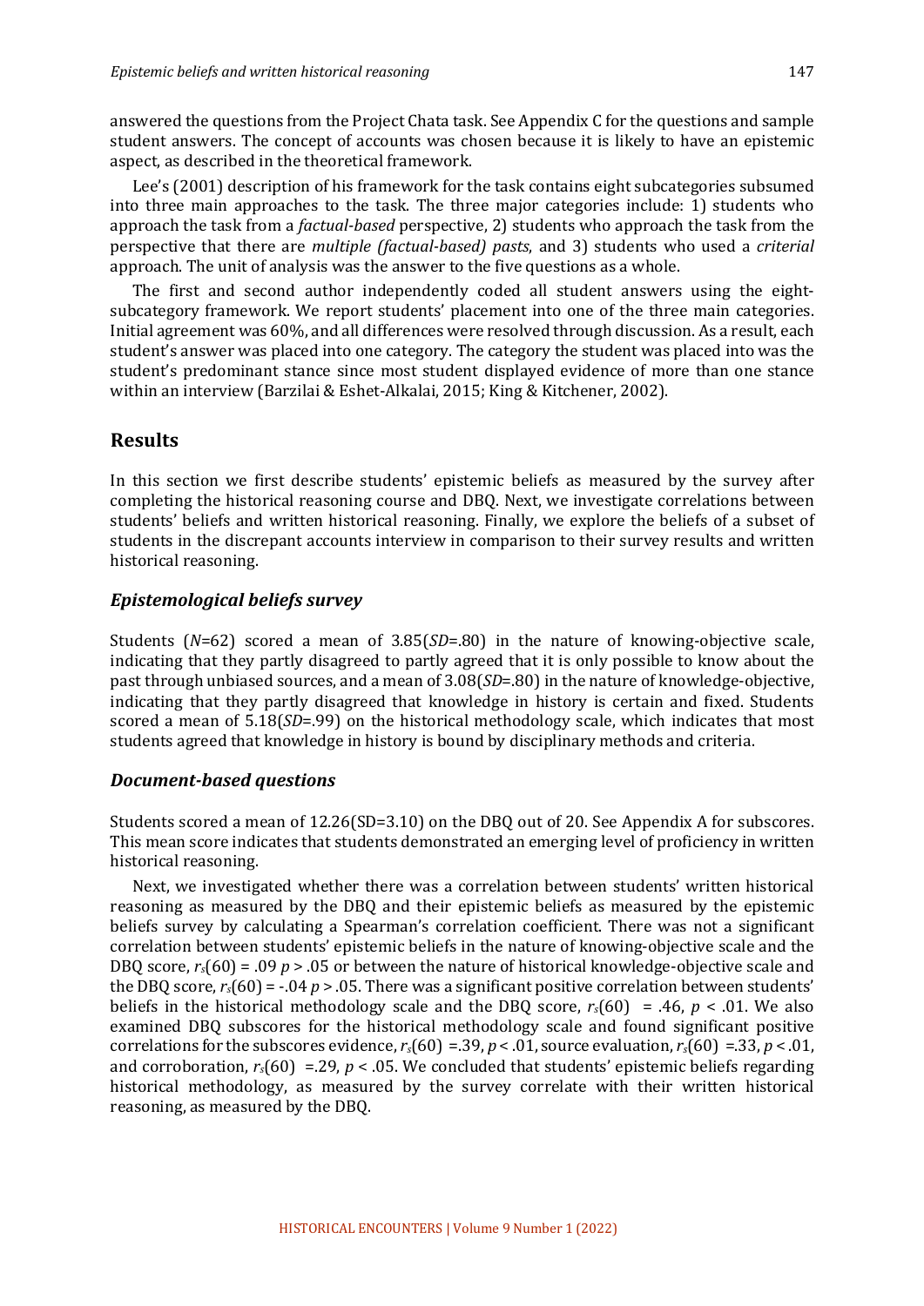answered the questions from the Project Chata task. See Appendix C for the questions and sample student answers. The concept of accounts was chosen because it is likely to have an epistemic aspect, as described in the theoretical framework.

Lee's (2001) description of his framework for the task contains eight subcategories subsumed into three main approaches to the task. The three major categories include: 1) students who approach the task from a *factual-based* perspective, 2) students who approach the task from the perspective that there are *multiple (factual-based) pasts*, and 3) students who used a *criterial* approach. The unit of analysis was the answer to the five questions as a whole.

The first and second author independently coded all student answers using the eight-subcategory framework. We report students' placement into one of the three main categories. Initial agreement was 60%, and all differences were resolved through discussion. As a result, each student's answer was placed into one category. The category the student was placed into was the student's predominant stance since most student displayed evidence of more than one stance within an interview (Barzilai & Eshet-Alkalai, 2015; King & Kitchener, 2002).

## Results

In this section we first describe students' epistemic beliefs as measured by the survey after completing the historical reasoning course and DBQ. Next, we investigate correlations between students' beliefs and written historical reasoning. Finally, we explore the beliefs of a subset of students in the discrepant accounts interview in comparison to their survey results and written historical reasoning.

### *Epistemological beliefs survey*

Students ($N$=62) scored a mean of 3.85($SD$=.80) in the nature of knowing-objective scale, indicating that they partly disagreed to partly agreed that it is only possible to know about the past through unbiased sources, and a mean of 3.08($SD$=.80) in the nature of knowledge-objective, indicating that they partly disagreed that knowledge in history is certain and fixed. Students scored a mean of 5.18($SD$=.99) on the historical methodology scale, which indicates that most students agreed that knowledge in history is bound by disciplinary methods and criteria.

### *Document-based questions*

Students scored a mean of 12.26(SD=3.10) on the DBQ out of 20. See Appendix A for subscores. This mean score indicates that students demonstrated an emerging level of proficiency in written historical reasoning.

Next, we investigated whether there was a correlation between students' written historical reasoning as measured by the DBQ and their epistemic beliefs as measured by the epistemic beliefs survey by calculating a Spearman's correlation coefficient. There was not a significant correlation between students' epistemic beliefs in the nature of knowing-objective scale and the DBQ score, $r_s(60) = .09$ $p > .05$ or between the nature of historical knowledge-objective scale and the DBQ score, $r_s(60) = -.04$ $p > .05$. There was a significant positive correlation between students' beliefs in the historical methodology scale and the DBQ score, $r_s(60) = .46$, $p < .01$. We also examined DBQ subscores for the historical methodology scale and found significant positive correlations for the subscores evidence, $r_s(60) = .39$, $p < .01$, source evaluation, $r_s(60) = .33$, $p < .01$, and corroboration, $r_s(60) = .29$, $p < .05$. We concluded that students' epistemic beliefs regarding historical methodology, as measured by the survey correlate with their written historical reasoning, as measured by the DBQ.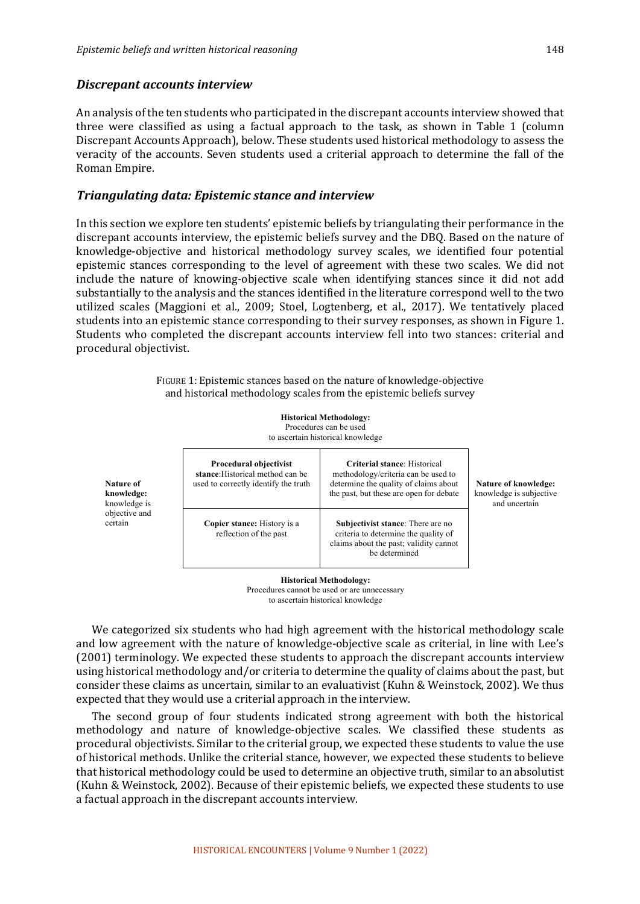### *Discrepant accounts interview*

An analysis of the ten students who participated in the discrepant accounts interview showed that three were classified as using a factual approach to the task, as shown in Table 1 (column Discrepant Accounts Approach), below. These students used historical methodology to assess the veracity of the accounts. Seven students used a criterial approach to determine the fall of the Roman Empire.

### *Triangulating data: Epistemic stance and interview*

In this section we explore ten students' epistemic beliefs by triangulating their performance in the discrepant accounts interview, the epistemic beliefs survey and the DBQ. Based on the nature of knowledge-objective and historical methodology survey scales, we identified four potential epistemic stances corresponding to the level of agreement with these two scales. We did not include the nature of knowing-objective scale when identifying stances since it did not add substantially to the analysis and the stances identified in the literature correspond well to the two utilized scales (Maggioni et al., 2009; Stoel, Logtenberg, et al., 2017). We tentatively placed students into an epistemic stance corresponding to their survey responses, as shown in Figure 1. Students who completed the discrepant accounts interview fell into two stances: criterial and procedural objectivist.

FIGURE 1: Epistemic stances based on the nature of knowledge-objective and historical methodology scales from the epistemic beliefs survey

| | **Historical Methodology:** Procedures can be used to ascertain historical knowledge | | |
|---|---|---|---|
| **Nature of knowledge:** knowledge is objective and certain | **Procedural objectivist stance**: Historical method can be used to correctly identify the truth | **Criterial stance**: Historical methodology/criteria can be used to determine the quality of claims about the past, but these are open for debate | **Nature of knowledge:** knowledge is subjective and uncertain |
| | **Copier stance:** History is a reflection of the past | **Subjectivist stance**: There are no criteria to determine the quality of claims about the past; validity cannot be determined | |
| | **Historical Methodology:** Procedures cannot be used or are unnecessary to ascertain historical knowledge | | |

We categorized six students who had high agreement with the historical methodology scale and low agreement with the nature of knowledge-objective scale as criterial, in line with Lee's (2001) terminology. We expected these students to approach the discrepant accounts interview using historical methodology and/or criteria to determine the quality of claims about the past, but consider these claims as uncertain, similar to an evaluativist (Kuhn & Weinstock, 2002). We thus expected that they would use a criterial approach in the interview.

The second group of four students indicated strong agreement with both the historical methodology and nature of knowledge-objective scales. We classified these students as procedural objectivists. Similar to the criterial group, we expected these students to value the use of historical methods. Unlike the criterial stance, however, we expected these students to believe that historical methodology could be used to determine an objective truth, similar to an absolutist (Kuhn & Weinstock, 2002). Because of their epistemic beliefs, we expected these students to use a factual approach in the discrepant accounts interview.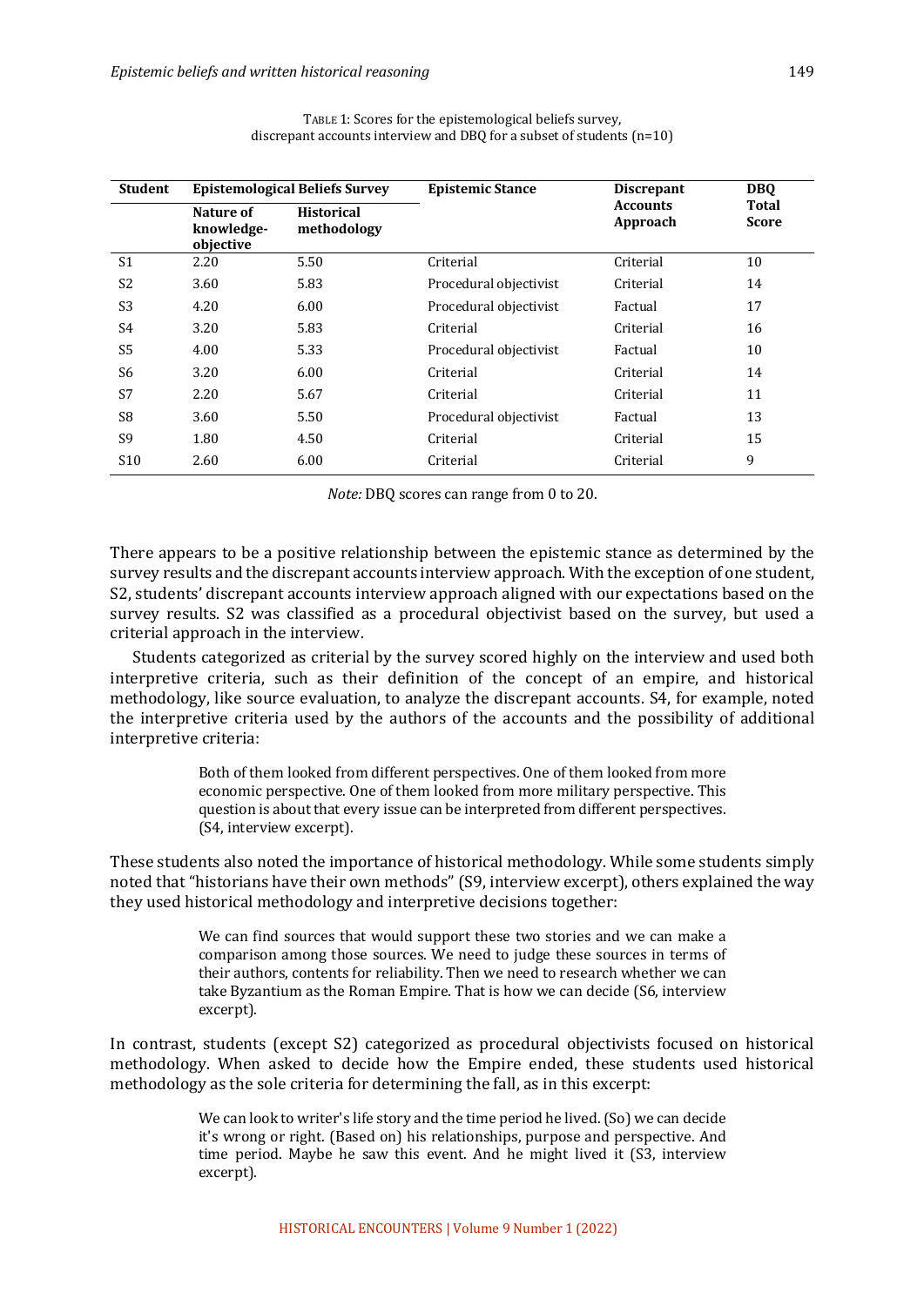TABLE 1: Scores for the epistemological beliefs survey, discrepant accounts interview and DBQ for a subset of students (n=10)

| Student | Epistemological Beliefs Survey | | Epistemic Stance | Discrepant Accounts Approach | DBQ Total Score |
|---|---|---|---|---|---|
| | Nature of knowledge-objective | Historical methodology | | | |
| S1 | 2.20 | 5.50 | Criterial | Criterial | 10 |
| S2 | 3.60 | 5.83 | Procedural objectivist | Criterial | 14 |
| S3 | 4.20 | 6.00 | Procedural objectivist | Factual | 17 |
| S4 | 3.20 | 5.83 | Criterial | Criterial | 16 |
| S5 | 4.00 | 5.33 | Procedural objectivist | Factual | 10 |
| S6 | 3.20 | 6.00 | Criterial | Criterial | 14 |
| S7 | 2.20 | 5.67 | Criterial | Criterial | 11 |
| S8 | 3.60 | 5.50 | Procedural objectivist | Factual | 13 |
| S9 | 1.80 | 4.50 | Criterial | Criterial | 15 |
| S10 | 2.60 | 6.00 | Criterial | Criterial | 9 |

*Note:* DBQ scores can range from 0 to 20.

There appears to be a positive relationship between the epistemic stance as determined by the survey results and the discrepant accounts interview approach. With the exception of one student, S2, students' discrepant accounts interview approach aligned with our expectations based on the survey results. S2 was classified as a procedural objectivist based on the survey, but used a criterial approach in the interview.

Students categorized as criterial by the survey scored highly on the interview and used both interpretive criteria, such as their definition of the concept of an empire, and historical methodology, like source evaluation, to analyze the discrepant accounts. S4, for example, noted the interpretive criteria used by the authors of the accounts and the possibility of additional interpretive criteria:

> Both of them looked from different perspectives. One of them looked from more economic perspective. One of them looked from more military perspective. This question is about that every issue can be interpreted from different perspectives. (S4, interview excerpt).

These students also noted the importance of historical methodology. While some students simply noted that "historians have their own methods" (S9, interview excerpt), others explained the way they used historical methodology and interpretive decisions together:

> We can find sources that would support these two stories and we can make a comparison among those sources. We need to judge these sources in terms of their authors, contents for reliability. Then we need to research whether we can take Byzantium as the Roman Empire. That is how we can decide (S6, interview excerpt).

In contrast, students (except S2) categorized as procedural objectivists focused on historical methodology. When asked to decide how the Empire ended, these students used historical methodology as the sole criteria for determining the fall, as in this excerpt:

> We can look to writer's life story and the time period he lived. (So) we can decide it's wrong or right. (Based on) his relationships, purpose and perspective. And time period. Maybe he saw this event. And he might lived it (S3, interview excerpt).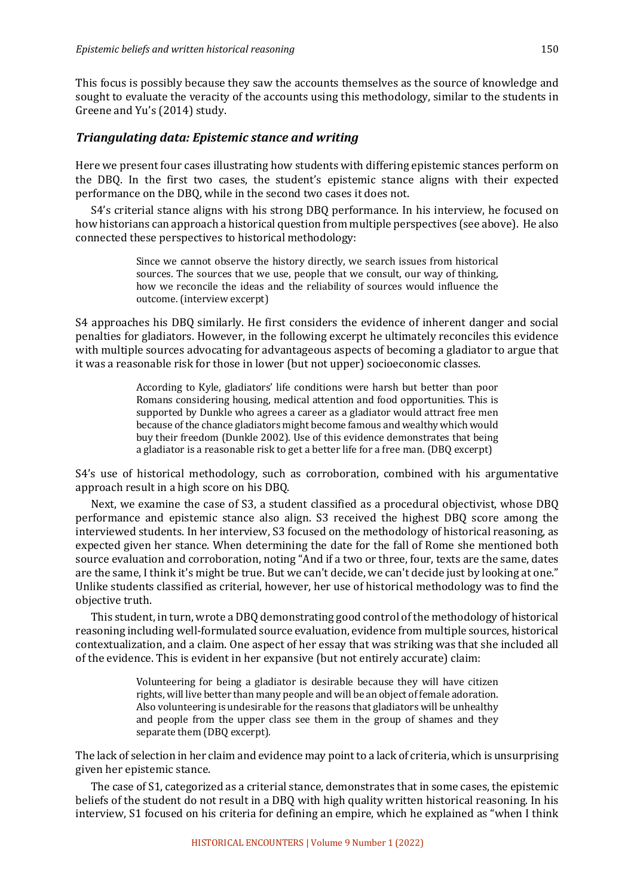This focus is possibly because they saw the accounts themselves as the source of knowledge and sought to evaluate the veracity of the accounts using this methodology, similar to the students in Greene and Yu's (2014) study.

### *Triangulating data: Epistemic stance and writing*

Here we present four cases illustrating how students with differing epistemic stances perform on the DBQ. In the first two cases, the student's epistemic stance aligns with their expected performance on the DBQ, while in the second two cases it does not.

S4's criterial stance aligns with his strong DBQ performance. In his interview, he focused on how historians can approach a historical question from multiple perspectives (see above). He also connected these perspectives to historical methodology:

> Since we cannot observe the history directly, we search issues from historical sources. The sources that we use, people that we consult, our way of thinking, how we reconcile the ideas and the reliability of sources would influence the outcome. (interview excerpt)

S4 approaches his DBQ similarly. He first considers the evidence of inherent danger and social penalties for gladiators. However, in the following excerpt he ultimately reconciles this evidence with multiple sources advocating for advantageous aspects of becoming a gladiator to argue that it was a reasonable risk for those in lower (but not upper) socioeconomic classes.

> According to Kyle, gladiators' life conditions were harsh but better than poor Romans considering housing, medical attention and food opportunities. This is supported by Dunkle who agrees a career as a gladiator would attract free men because of the chance gladiators might become famous and wealthy which would buy their freedom (Dunkle 2002). Use of this evidence demonstrates that being a gladiator is a reasonable risk to get a better life for a free man. (DBQ excerpt)

S4's use of historical methodology, such as corroboration, combined with his argumentative approach result in a high score on his DBQ.

Next, we examine the case of S3, a student classified as a procedural objectivist, whose DBQ performance and epistemic stance also align. S3 received the highest DBQ score among the interviewed students. In her interview, S3 focused on the methodology of historical reasoning, as expected given her stance. When determining the date for the fall of Rome she mentioned both source evaluation and corroboration, noting "And if a two or three, four, texts are the same, dates are the same, I think it's might be true. But we can't decide, we can't decide just by looking at one." Unlike students classified as criterial, however, her use of historical methodology was to find the objective truth.

This student, in turn, wrote a DBQ demonstrating good control of the methodology of historical reasoning including well-formulated source evaluation, evidence from multiple sources, historical contextualization, and a claim. One aspect of her essay that was striking was that she included all of the evidence. This is evident in her expansive (but not entirely accurate) claim:

> Volunteering for being a gladiator is desirable because they will have citizen rights, will live better than many people and will be an object of female adoration. Also volunteering is undesirable for the reasons that gladiators will be unhealthy and people from the upper class see them in the group of shames and they separate them (DBQ excerpt).

The lack of selection in her claim and evidence may point to a lack of criteria, which is unsurprising given her epistemic stance.

The case of S1, categorized as a criterial stance, demonstrates that in some cases, the epistemic beliefs of the student do not result in a DBQ with high quality written historical reasoning. In his interview, S1 focused on his criteria for defining an empire, which he explained as "when I think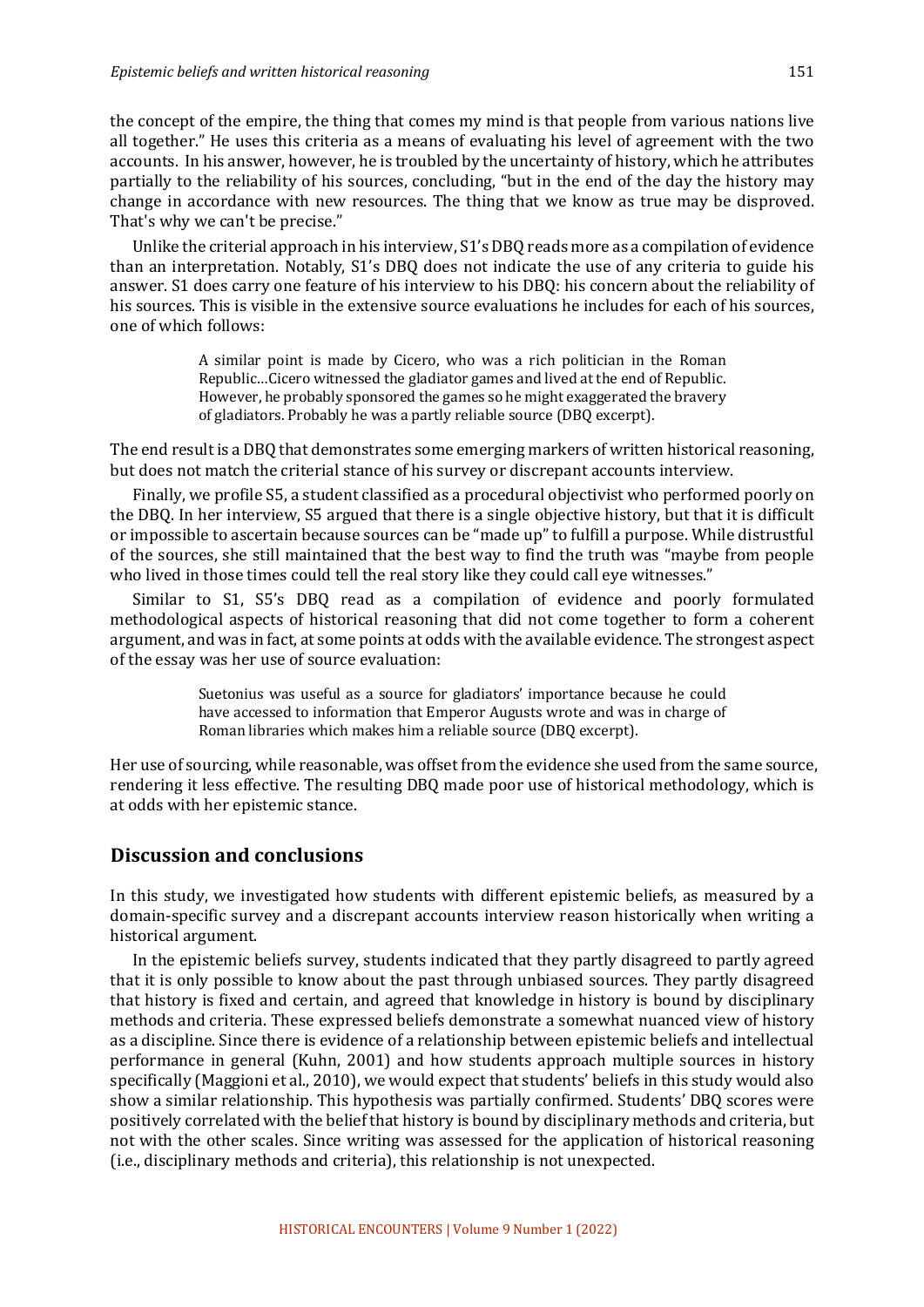the concept of the empire, the thing that comes my mind is that people from various nations live all together." He uses this criteria as a means of evaluating his level of agreement with the two accounts. In his answer, however, he is troubled by the uncertainty of history, which he attributes partially to the reliability of his sources, concluding, "but in the end of the day the history may change in accordance with new resources. The thing that we know as true may be disproved. That's why we can't be precise."

Unlike the criterial approach in his interview, S1's DBQ reads more as a compilation of evidence than an interpretation. Notably, S1's DBQ does not indicate the use of any criteria to guide his answer. S1 does carry one feature of his interview to his DBQ: his concern about the reliability of his sources. This is visible in the extensive source evaluations he includes for each of his sources, one of which follows:

> A similar point is made by Cicero, who was a rich politician in the Roman Republic…Cicero witnessed the gladiator games and lived at the end of Republic. However, he probably sponsored the games so he might exaggerated the bravery of gladiators. Probably he was a partly reliable source (DBQ excerpt).

The end result is a DBQ that demonstrates some emerging markers of written historical reasoning, but does not match the criterial stance of his survey or discrepant accounts interview.

Finally, we profile S5, a student classified as a procedural objectivist who performed poorly on the DBQ. In her interview, S5 argued that there is a single objective history, but that it is difficult or impossible to ascertain because sources can be "made up" to fulfill a purpose. While distrustful of the sources, she still maintained that the best way to find the truth was "maybe from people who lived in those times could tell the real story like they could call eye witnesses."

Similar to S1, S5's DBQ read as a compilation of evidence and poorly formulated methodological aspects of historical reasoning that did not come together to form a coherent argument, and was in fact, at some points at odds with the available evidence. The strongest aspect of the essay was her use of source evaluation:

> Suetonius was useful as a source for gladiators' importance because he could have accessed to information that Emperor Augusts wrote and was in charge of Roman libraries which makes him a reliable source (DBQ excerpt).

Her use of sourcing, while reasonable, was offset from the evidence she used from the same source, rendering it less effective. The resulting DBQ made poor use of historical methodology, which is at odds with her epistemic stance.

## Discussion and conclusions

In this study, we investigated how students with different epistemic beliefs, as measured by a domain-specific survey and a discrepant accounts interview reason historically when writing a historical argument.

In the epistemic beliefs survey, students indicated that they partly disagreed to partly agreed that it is only possible to know about the past through unbiased sources. They partly disagreed that history is fixed and certain, and agreed that knowledge in history is bound by disciplinary methods and criteria. These expressed beliefs demonstrate a somewhat nuanced view of history as a discipline. Since there is evidence of a relationship between epistemic beliefs and intellectual performance in general (Kuhn, 2001) and how students approach multiple sources in history specifically (Maggioni et al., 2010), we would expect that students' beliefs in this study would also show a similar relationship. This hypothesis was partially confirmed. Students' DBQ scores were positively correlated with the belief that history is bound by disciplinary methods and criteria, but not with the other scales. Since writing was assessed for the application of historical reasoning (i.e., disciplinary methods and criteria), this relationship is not unexpected.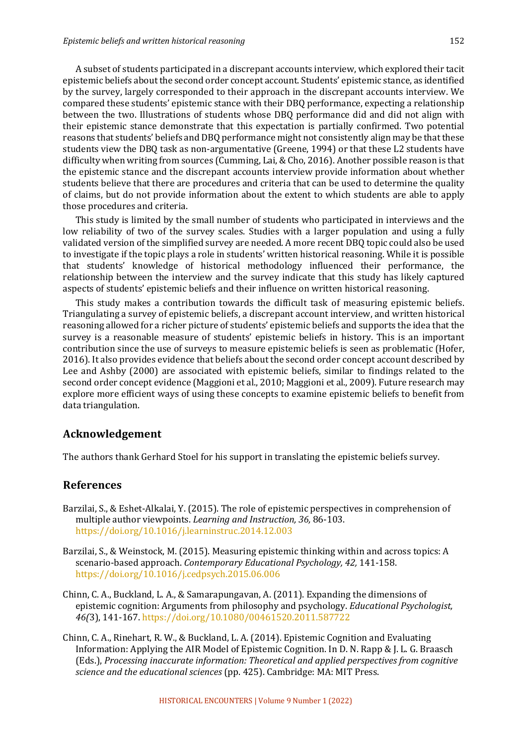A subset of students participated in a discrepant accounts interview, which explored their tacit epistemic beliefs about the second order concept account. Students' epistemic stance, as identified by the survey, largely corresponded to their approach in the discrepant accounts interview. We compared these students' epistemic stance with their DBQ performance, expecting a relationship between the two. Illustrations of students whose DBQ performance did and did not align with their epistemic stance demonstrate that this expectation is partially confirmed. Two potential reasons that students' beliefs and DBQ performance might not consistently align may be that these students view the DBQ task as non-argumentative (Greene, 1994) or that these L2 students have difficulty when writing from sources (Cumming, Lai, & Cho, 2016). Another possible reason is that the epistemic stance and the discrepant accounts interview provide information about whether students believe that there are procedures and criteria that can be used to determine the quality of claims, but do not provide information about the extent to which students are able to apply those procedures and criteria.

This study is limited by the small number of students who participated in interviews and the low reliability of two of the survey scales. Studies with a larger population and using a fully validated version of the simplified survey are needed. A more recent DBQ topic could also be used to investigate if the topic plays a role in students' written historical reasoning. While it is possible that students' knowledge of historical methodology influenced their performance, the relationship between the interview and the survey indicate that this study has likely captured aspects of students' epistemic beliefs and their influence on written historical reasoning.

This study makes a contribution towards the difficult task of measuring epistemic beliefs. Triangulating a survey of epistemic beliefs, a discrepant account interview, and written historical reasoning allowed for a richer picture of students' epistemic beliefs and supports the idea that the survey is a reasonable measure of students' epistemic beliefs in history. This is an important contribution since the use of surveys to measure epistemic beliefs is seen as problematic (Hofer, 2016). It also provides evidence that beliefs about the second order concept account described by Lee and Ashby (2000) are associated with epistemic beliefs, similar to findings related to the second order concept evidence (Maggioni et al., 2010; Maggioni et al., 2009). Future research may explore more efficient ways of using these concepts to examine epistemic beliefs to benefit from data triangulation.

## Acknowledgement

The authors thank Gerhard Stoel for his support in translating the epistemic beliefs survey.

## References

Barzilai, S., & Eshet-Alkalai, Y. (2015). The role of epistemic perspectives in comprehension of multiple author viewpoints. *Learning and Instruction, 36,* 86-103. https://doi.org/10.1016/j.learninstruc.2014.12.003

Barzilai, S., & Weinstock, M. (2015). Measuring epistemic thinking within and across topics: A scenario-based approach. *Contemporary Educational Psychology, 42,* 141-158. https://doi.org/10.1016/j.cedpsych.2015.06.006

Chinn, C. A., Buckland, L. A., & Samarapungavan, A. (2011). Expanding the dimensions of epistemic cognition: Arguments from philosophy and psychology. *Educational Psychologist, 46(*3), 141-167. https://doi.org/10.1080/00461520.2011.587722

Chinn, C. A., Rinehart, R. W., & Buckland, L. A. (2014). Epistemic Cognition and Evaluating Information: Applying the AIR Model of Epistemic Cognition. In D. N. Rapp & J. L. G. Braasch (Eds.), *Processing inaccurate information: Theoretical and applied perspectives from cognitive science and the educational sciences* (pp. 425). Cambridge: MA: MIT Press.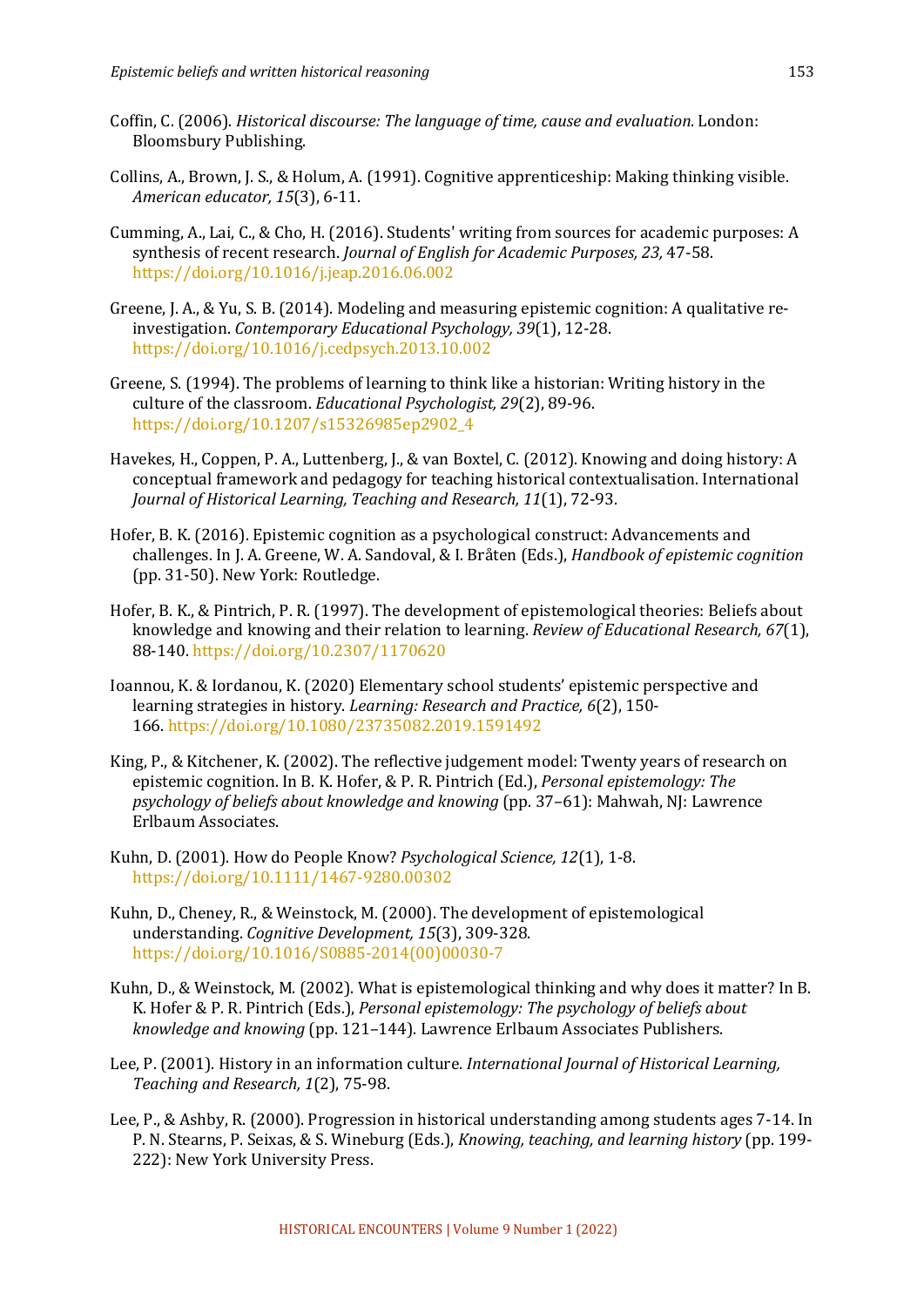Coffin, C. (2006). *Historical discourse: The language of time, cause and evaluation*. London: Bloomsbury Publishing.

Collins, A., Brown, J. S., & Holum, A. (1991). Cognitive apprenticeship: Making thinking visible. *American educator, 15*(3), 6-11.

Cumming, A., Lai, C., & Cho, H. (2016). Students' writing from sources for academic purposes: A synthesis of recent research. *Journal of English for Academic Purposes, 23,* 47-58. https://doi.org/10.1016/j.jeap.2016.06.002

Greene, J. A., & Yu, S. B. (2014). Modeling and measuring epistemic cognition: A qualitative re-investigation. *Contemporary Educational Psychology, 39*(1), 12-28. https://doi.org/10.1016/j.cedpsych.2013.10.002

Greene, S. (1994). The problems of learning to think like a historian: Writing history in the culture of the classroom. *Educational Psychologist, 29*(2), 89-96. https://doi.org/10.1207/s15326985ep2902_4

Havekes, H., Coppen, P. A., Luttenberg, J., & van Boxtel, C. (2012). Knowing and doing history: A conceptual framework and pedagogy for teaching historical contextualisation. International *Journal of Historical Learning, Teaching and Research, 11*(1), 72-93.

Hofer, B. K. (2016). Epistemic cognition as a psychological construct: Advancements and challenges. In J. A. Greene, W. A. Sandoval, & I. Bråten (Eds.), *Handbook of epistemic cognition* (pp. 31-50). New York: Routledge.

Hofer, B. K., & Pintrich, P. R. (1997). The development of epistemological theories: Beliefs about knowledge and knowing and their relation to learning. *Review of Educational Research, 67*(1), 88-140. https://doi.org/10.2307/1170620

Ioannou, K. & Iordanou, K. (2020) Elementary school students' epistemic perspective and learning strategies in history. *Learning: Research and Practice, 6*(2), 150-166. https://doi.org/10.1080/23735082.2019.1591492

King, P., & Kitchener, K. (2002). The reflective judgement model: Twenty years of research on epistemic cognition. In B. K. Hofer, & P. R. Pintrich (Ed.), *Personal epistemology: The psychology of beliefs about knowledge and knowing* (pp. 37–61): Mahwah, NJ: Lawrence Erlbaum Associates.

Kuhn, D. (2001). How do People Know? *Psychological Science, 12*(1), 1-8. https://doi.org/10.1111/1467-9280.00302

Kuhn, D., Cheney, R., & Weinstock, M. (2000). The development of epistemological understanding. *Cognitive Development, 15*(3), 309-328. https://doi.org/10.1016/S0885-2014(00)00030-7

Kuhn, D., & Weinstock, M. (2002). What is epistemological thinking and why does it matter? In B. K. Hofer & P. R. Pintrich (Eds.), *Personal epistemology: The psychology of beliefs about knowledge and knowing* (pp. 121–144). Lawrence Erlbaum Associates Publishers.

Lee, P. (2001). History in an information culture. *International Journal of Historical Learning, Teaching and Research, 1*(2), 75-98.

Lee, P., & Ashby, R. (2000). Progression in historical understanding among students ages 7-14. In P. N. Stearns, P. Seixas, & S. Wineburg (Eds.), *Knowing, teaching, and learning history* (pp. 199-222): New York University Press.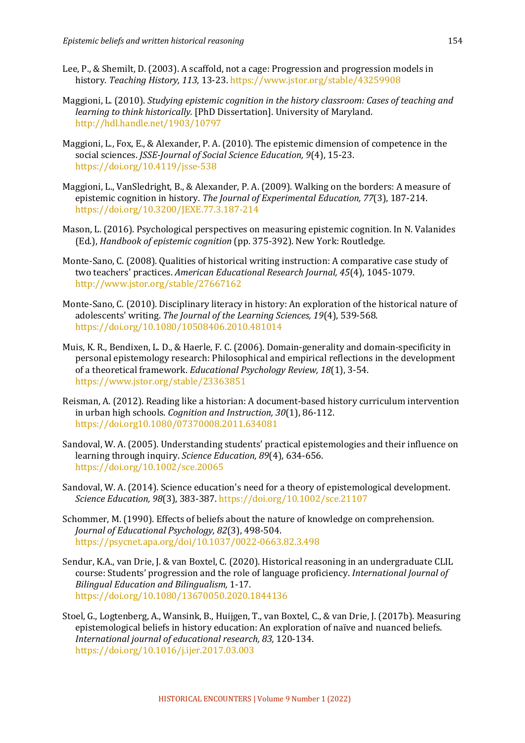Lee, P., & Shemilt, D. (2003). A scaffold, not a cage: Progression and progression models in history. *Teaching History, 113,* 13-23. https://www.jstor.org/stable/43259908

Maggioni, L. (2010). *Studying epistemic cognition in the history classroom: Cases of teaching and learning to think historically.* [PhD Dissertation]. University of Maryland. http://hdl.handle.net/1903/10797

Maggioni, L., Fox, E., & Alexander, P. A. (2010). The epistemic dimension of competence in the social sciences. *JSSE-Journal of Social Science Education, 9*(4), 15-23. https://doi.org/10.4119/jsse-538

Maggioni, L., VanSledright, B., & Alexander, P. A. (2009). Walking on the borders: A measure of epistemic cognition in history. *The Journal of Experimental Education, 77*(3), 187-214. https://doi.org/10.3200/JEXE.77.3.187-214

Mason, L. (2016). Psychological perspectives on measuring epistemic cognition. In N. Valanides (Ed.), *Handbook of epistemic cognition* (pp. 375-392). New York: Routledge.

Monte-Sano, C. (2008). Qualities of historical writing instruction: A comparative case study of two teachers' practices. *American Educational Research Journal, 45*(4), 1045-1079. http://www.jstor.org/stable/27667162

Monte-Sano, C. (2010). Disciplinary literacy in history: An exploration of the historical nature of adolescents' writing. *The Journal of the Learning Sciences, 19*(4), 539-568. https://doi.org/10.1080/10508406.2010.481014

Muis, K. R., Bendixen, L. D., & Haerle, F. C. (2006). Domain-generality and domain-specificity in personal epistemology research: Philosophical and empirical reflections in the development of a theoretical framework. *Educational Psychology Review, 18*(1), 3-54. https://www.jstor.org/stable/23363851

Reisman, A. (2012). Reading like a historian: A document-based history curriculum intervention in urban high schools. *Cognition and Instruction, 30*(1), 86-112. https://doi.org10.1080/07370008.2011.634081

Sandoval, W. A. (2005). Understanding students' practical epistemologies and their influence on learning through inquiry. *Science Education, 89*(4), 634-656. https://doi.org/10.1002/sce.20065

Sandoval, W. A. (2014). Science education's need for a theory of epistemological development. *Science Education, 98*(3), 383-387. https://doi.org/10.1002/sce.21107

Schommer, M. (1990). Effects of beliefs about the nature of knowledge on comprehension. *Journal of Educational Psychology, 82*(3), 498-504. https://psycnet.apa.org/doi/10.1037/0022-0663.82.3.498

Sendur, K.A., van Drie, J. & van Boxtel, C. (2020). Historical reasoning in an undergraduate CLIL course: Students' progression and the role of language proficiency. *International Journal of Bilingual Education and Bilingualism,* 1-17. https://doi.org/10.1080/13670050.2020.1844136

Stoel, G., Logtenberg, A., Wansink, B., Huijgen, T., van Boxtel, C., & van Drie, J. (2017b). Measuring epistemological beliefs in history education: An exploration of naïve and nuanced beliefs. *International journal of educational research, 83,* 120-134. https://doi.org/10.1016/j.ijer.2017.03.003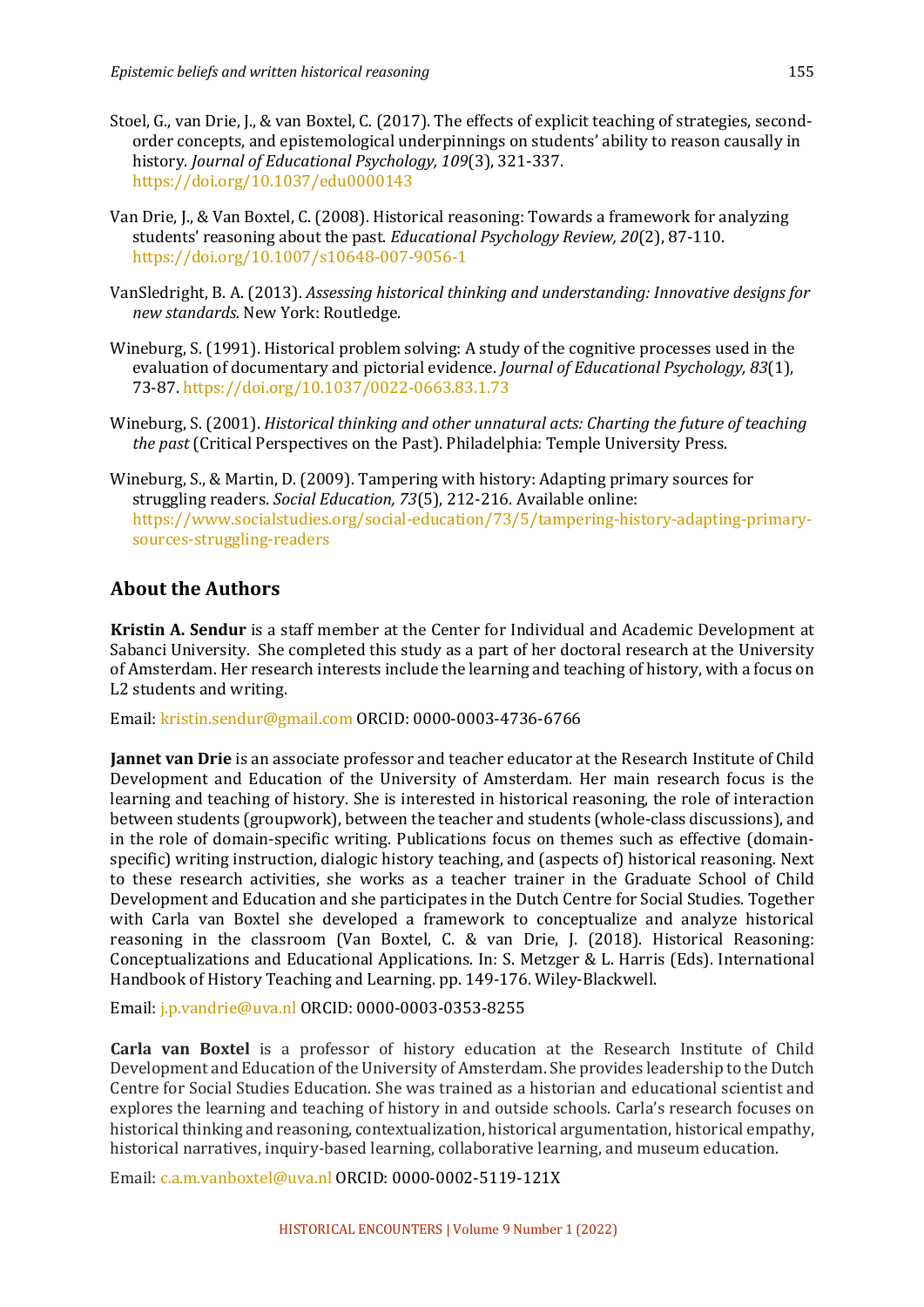Stoel, G., van Drie, J., & van Boxtel, C. (2017). The effects of explicit teaching of strategies, second-order concepts, and epistemological underpinnings on students' ability to reason causally in history. *Journal of Educational Psychology, 109*(3), 321-337. https://doi.org/10.1037/edu0000143

Van Drie, J., & Van Boxtel, C. (2008). Historical reasoning: Towards a framework for analyzing students' reasoning about the past. *Educational Psychology Review, 20*(2), 87-110. https://doi.org/10.1007/s10648-007-9056-1

VanSledright, B. A. (2013). *Assessing historical thinking and understanding: Innovative designs for new standards.* New York: Routledge.

Wineburg, S. (1991). Historical problem solving: A study of the cognitive processes used in the evaluation of documentary and pictorial evidence. *Journal of Educational Psychology, 83*(1), 73-87. https://doi.org/10.1037/0022-0663.83.1.73

Wineburg, S. (2001). *Historical thinking and other unnatural acts: Charting the future of teaching the past* (Critical Perspectives on the Past). Philadelphia: Temple University Press.

Wineburg, S., & Martin, D. (2009). Tampering with history: Adapting primary sources for struggling readers. *Social Education, 73*(5), 212-216. Available online: https://www.socialstudies.org/social-education/73/5/tampering-history-adapting-primary-sources-struggling-readers

## About the Authors

**Kristin A. Sendur** is a staff member at the Center for Individual and Academic Development at Sabanci University. She completed this study as a part of her doctoral research at the University of Amsterdam. Her research interests include the learning and teaching of history, with a focus on L2 students and writing.

Email: kristin.sendur@gmail.com ORCID: 0000-0003-4736-6766

**Jannet van Drie** is an associate professor and teacher educator at the Research Institute of Child Development and Education of the University of Amsterdam. Her main research focus is the learning and teaching of history. She is interested in historical reasoning, the role of interaction between students (groupwork), between the teacher and students (whole-class discussions), and in the role of domain-specific writing. Publications focus on themes such as effective (domain-specific) writing instruction, dialogic history teaching, and (aspects of) historical reasoning. Next to these research activities, she works as a teacher trainer in the Graduate School of Child Development and Education and she participates in the Dutch Centre for Social Studies. Together with Carla van Boxtel she developed a framework to conceptualize and analyze historical reasoning in the classroom (Van Boxtel, C. & van Drie, J. (2018). Historical Reasoning: Conceptualizations and Educational Applications. In: S. Metzger & L. Harris (Eds). International Handbook of History Teaching and Learning. pp. 149-176. Wiley-Blackwell.

Email: j.p.vandrie@uva.nl ORCID: 0000-0003-0353-8255

**Carla van Boxtel** is a professor of history education at the Research Institute of Child Development and Education of the University of Amsterdam. She provides leadership to the Dutch Centre for Social Studies Education. She was trained as a historian and educational scientist and explores the learning and teaching of history in and outside schools. Carla's research focuses on historical thinking and reasoning, contextualization, historical argumentation, historical empathy, historical narratives, inquiry-based learning, collaborative learning, and museum education.

Email: c.a.m.vanboxtel@uva.nl ORCID: 0000-0002-5119-121X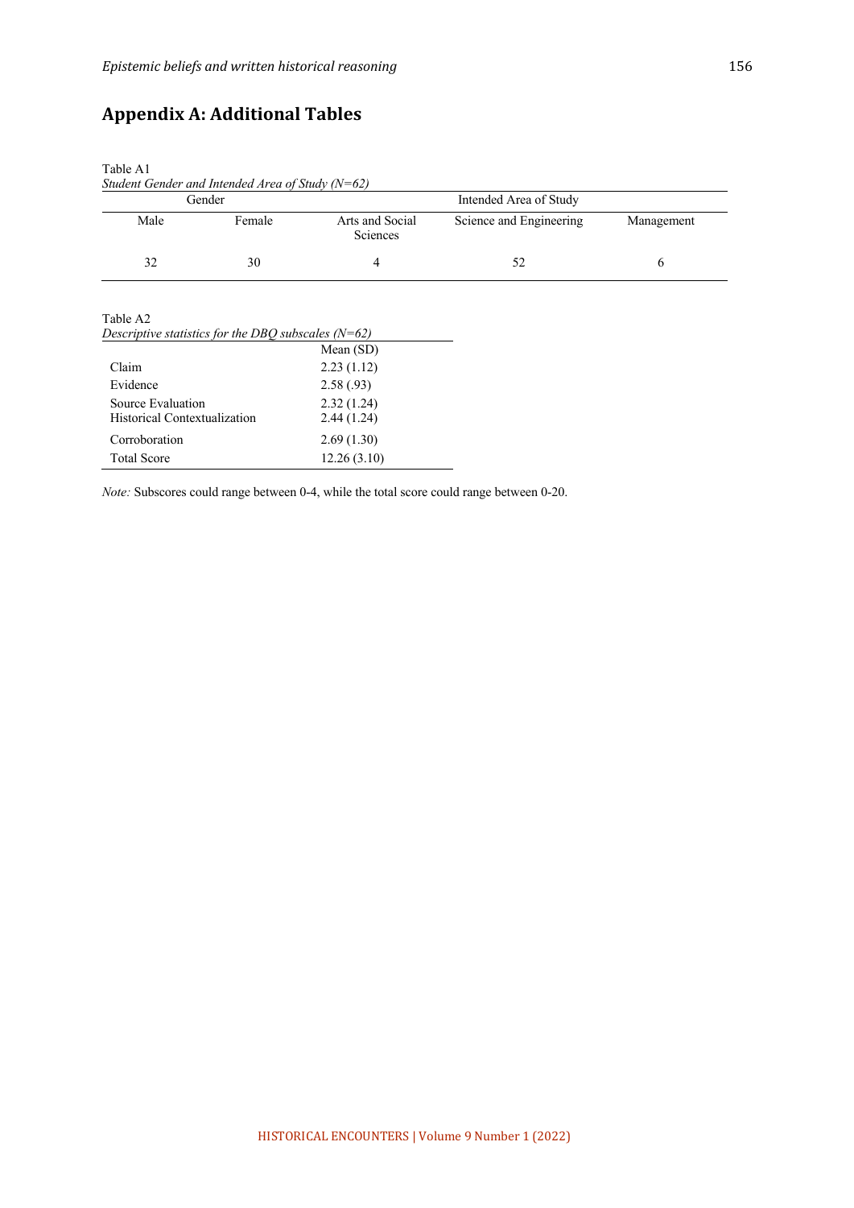## Appendix A: Additional Tables

Table A1

*Student Gender and Intended Area of Study (N=62)*

| Gender | | Intended Area of Study | | |
|---|---|---|---|---|
| Male | Female | Arts and Social Sciences | Science and Engineering | Management |
| 32 | 30 | 4 | 52 | 6 |

Table A2

*Descriptive statistics for the DBQ subscales (N=62)*

| | Mean (SD) |
|---|---|
| Claim | 2.23 (1.12) |
| Evidence | 2.58 (.93) |
| Source Evaluation | 2.32 (1.24) |
| Historical Contextualization | 2.44 (1.24) |
| Corroboration | 2.69 (1.30) |
| Total Score | 12.26 (3.10) |

*Note:* Subscores could range between 0-4, while the total score could range between 0-20.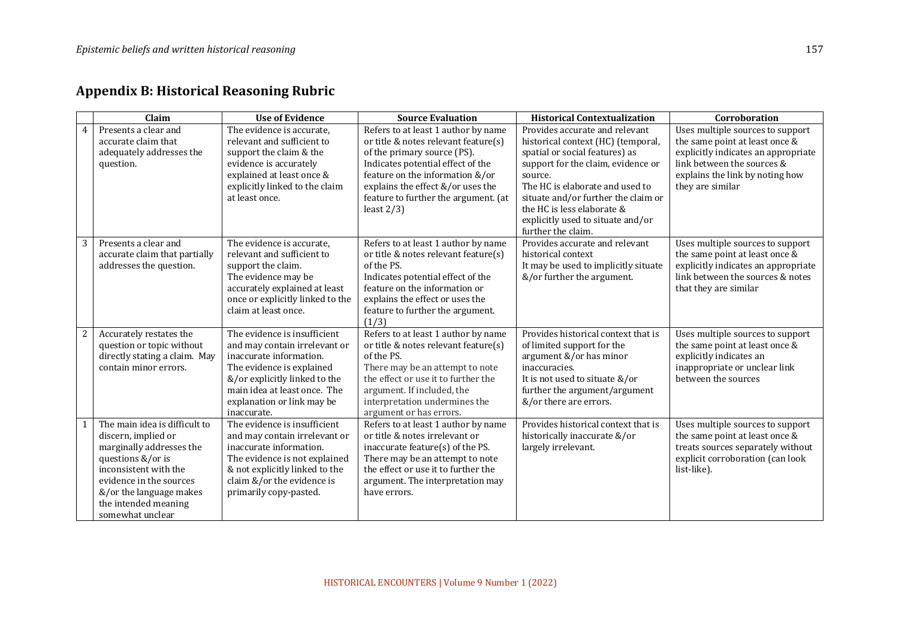## Appendix B: Historical Reasoning Rubric

| | Claim | Use of Evidence | Source Evaluation | Historical Contextualization | Corroboration |
|---|---|---|---|---|---|
| 4 | Presents a clear and accurate claim that adequately addresses the question. | The evidence is accurate, relevant and sufficient to support the claim & the evidence is accurately explained at least once & explicitly linked to the claim at least once. | Refers to at least 1 author by name or title & notes relevant feature(s) of the primary source (PS). Indicates potential effect of the feature on the information &/or explains the effect &/or uses the feature to further the argument. (at least 2/3) | Provides accurate and relevant historical context (HC) (temporal, spatial or social features) as support for the claim, evidence or source. The HC is elaborate and used to situate and/or further the claim or the HC is less elaborate & explicitly used to situate and/or further the claim. | Uses multiple sources to support the same point at least once & explicitly indicates an appropriate link between the sources & explains the link by noting how they are similar |
| 3 | Presents a clear and accurate claim that partially addresses the question. | The evidence is accurate, relevant and sufficient to support the claim. The evidence may be accurately explained at least once or explicitly linked to the claim at least once. | Refers to at least 1 author by name or title & notes relevant feature(s) of the PS. Indicates potential effect of the feature on the information or explains the effect or uses the feature to further the argument. (1/3) | Provides accurate and relevant historical context It may be used to implicitly situate &/or further the argument. | Uses multiple sources to support the same point at least once & explicitly indicates an appropriate link between the sources & notes that they are similar |
| 2 | Accurately restates the question or topic without directly stating a claim. May contain minor errors. | The evidence is insufficient and may contain irrelevant or inaccurate information. The evidence is explained &/or explicitly linked to the main idea at least once. The explanation or link may be inaccurate. | Refers to at least 1 author by name or title & notes relevant feature(s) of the PS. There may be an attempt to note the effect or use it to further the argument. If included, the interpretation undermines the argument or has errors. | Provides historical context that is of limited support for the argument &/or has minor inaccuracies. It is not used to situate &/or further the argument/argument &/or there are errors. | Uses multiple sources to support the same point at least once & explicitly indicates an inappropriate or unclear link between the sources |
| 1 | The main idea is difficult to discern, implied or marginally addresses the questions &/or is inconsistent with the evidence in the sources &/or the language makes the intended meaning somewhat unclear | The evidence is insufficient and may contain irrelevant or inaccurate information. The evidence is not explained & not explicitly linked to the claim &/or the evidence is primarily copy-pasted. | Refers to at least 1 author by name or title & notes irrelevant or inaccurate feature(s) of the PS. There may be an attempt to note the effect or use it to further the argument. The interpretation may have errors. | Provides historical context that is historically inaccurate &/or largely irrelevant. | Uses multiple sources to support the same point at least once & treats sources separately without explicit corroboration (can look list-like). |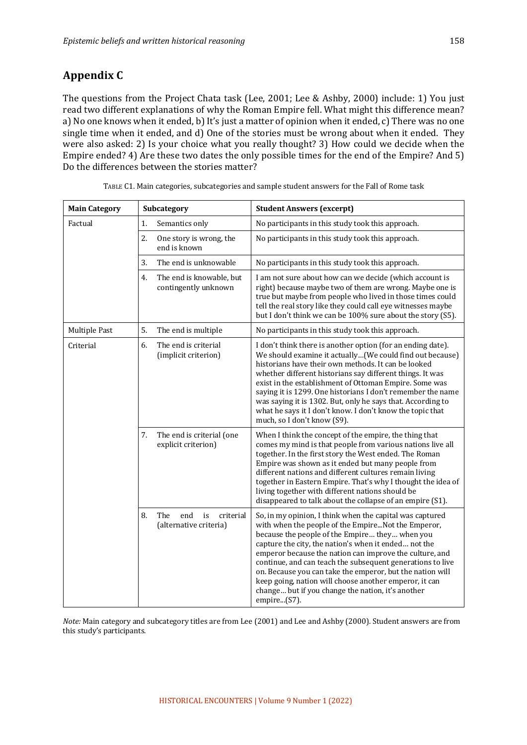## Appendix C

The questions from the Project Chata task (Lee, 2001; Lee & Ashby, 2000) include: 1) You just read two different explanations of why the Roman Empire fell. What might this difference mean? a) No one knows when it ended, b) It's just a matter of opinion when it ended, c) There was no one single time when it ended, and d) One of the stories must be wrong about when it ended. They were also asked: 2) Is your choice what you really thought? 3) How could we decide when the Empire ended? 4) Are these two dates the only possible times for the end of the Empire? And 5) Do the differences between the stories matter?

TABLE C1. Main categories, subcategories and sample student answers for the Fall of Rome task

| Main Category | Subcategory | Student Answers (excerpt) |
|---|---|---|
| Factual | 1. Semantics only | No participants in this study took this approach. |
| | 2. One story is wrong, the end is known | No participants in this study took this approach. |
| | 3. The end is unknowable | No participants in this study took this approach. |
| | 4. The end is knowable, but contingently unknown | I am not sure about how can we decide (which account is right) because maybe two of them are wrong. Maybe one is true but maybe from people who lived in those times could tell the real story like they could call eye witnesses maybe but I don't think we can be 100% sure about the story (S5). |
| Multiple Past | 5. The end is multiple | No participants in this study took this approach. |
| Criterial | 6. The end is criterial (implicit criterion) | I don't think there is another option (for an ending date). We should examine it actually…(We could find out because) historians have their own methods. It can be looked whether different historians say different things. It was exist in the establishment of Ottoman Empire. Some was saying it is 1299. One historians I don't remember the name was saying it is 1302. But, only he says that. According to what he says it I don't know. I don't know the topic that much, so I don't know (S9). |
| | 7. The end is criterial (one explicit criterion) | When I think the concept of the empire, the thing that comes my mind is that people from various nations live all together. In the first story the West ended. The Roman Empire was shown as it ended but many people from different nations and different cultures remain living together in Eastern Empire. That's why I thought the idea of living together with different nations should be disappeared to talk about the collapse of an empire (S1). |
| | 8. The end is criterial (alternative criteria) | So, in my opinion, I think when the capital was captured with when the people of the Empire...Not the Emperor, because the people of the Empire… they… when you capture the city, the nation's when it ended… not the emperor because the nation can improve the culture, and continue, and can teach the subsequent generations to live on. Because you can take the emperor, but the nation will keep going, nation will choose another emperor, it can change… but if you change the nation, it's another empire...(S7). |

*Note:* Main category and subcategory titles are from Lee (2001) and Lee and Ashby (2000). Student answers are from this study's participants.